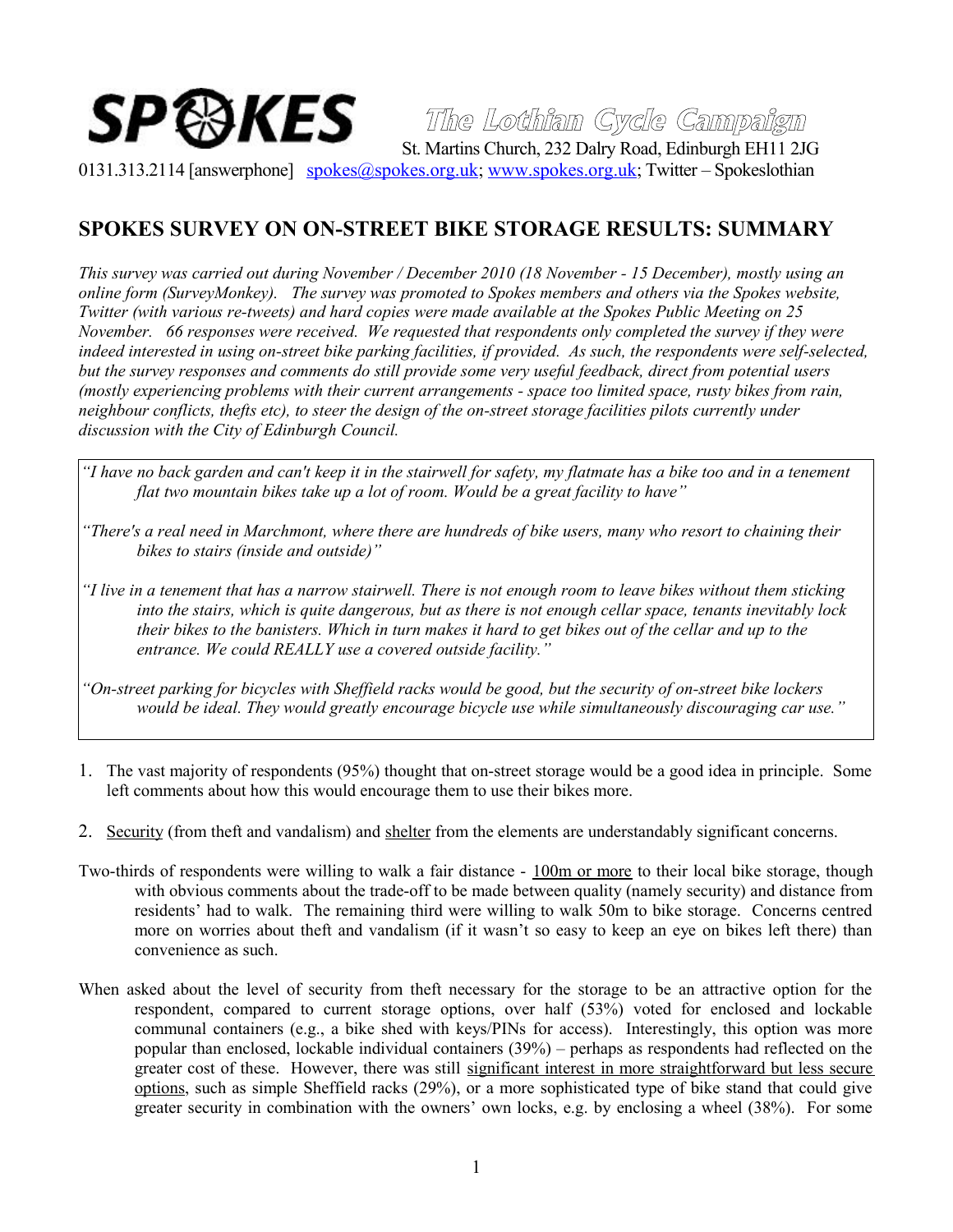**SPOKES** The Lothian Cycle Campaign

St. Martins Church, 232 Dalry Road, Edinburgh EH11 2JG

0131.313.2114 [answerphone] spokes@spokes.org.uk; www.spokes.org.uk; Twitter – Spokeslothian

## SPOKES SURVEY ON ON-STREET BIKE STORAGE RESULTS: SUMMARY

*This survey was carried out during November / December 2010 (18 November - 15 December), mostly using an online form (SurveyMonkey). The survey was promoted to Spokes members and others via the Spokes website, Twitter (with various re-tweets) and hard copies were made available at the Spokes Public Meeting on 25 November. 66 responses were received. We requested that respondents only completed the survey if they were indeed interested in using on-street bike parking facilities, if provided. As such, the respondents were self-selected, but the survey responses and comments do still provide some very useful feedback, direct from potential users (mostly experiencing problems with their current arrangements - space too limited space, rusty bikes from rain, neighbour conflicts, thefts etc), to steer the design of the on-street storage facilities pilots currently under discussion with the City of Edinburgh Council.*

> *"I have no back garden and can't keep it in the stairwell for safety, my flatmate has a bike too and in a tenement flat two mountain bikes take up a lot of room. Would be a great facility to have"*
>
> *"There's a real need in Marchmont, where there are hundreds of bike users, many who resort to chaining their bikes to stairs (inside and outside)"*
>
> *"I live in a tenement that has a narrow stairwell. There is not enough room to leave bikes without them sticking into the stairs, which is quite dangerous, but as there is not enough cellar space, tenants inevitably lock their bikes to the banisters. Which in turn makes it hard to get bikes out of the cellar and up to the entrance. We could REALLY use a covered outside facility."*
>
> *"On-street parking for bicycles with Sheffield racks would be good, but the security of on-street bike lockers would be ideal. They would greatly encourage bicycle use while simultaneously discouraging car use."*

1. The vast majority of respondents (95%) thought that on-street storage would be a good idea in principle. Some left comments about how this would encourage them to use their bikes more.

2. Security (from theft and vandalism) and shelter from the elements are understandably significant concerns.

Two-thirds of respondents were willing to walk a fair distance - 100m or more to their local bike storage, though with obvious comments about the trade-off to be made between quality (namely security) and distance from residents' had to walk. The remaining third were willing to walk 50m to bike storage. Concerns centred more on worries about theft and vandalism (if it wasn't so easy to keep an eye on bikes left there) than convenience as such.

When asked about the level of security from theft necessary for the storage to be an attractive option for the respondent, compared to current storage options, over half (53%) voted for enclosed and lockable communal containers (e.g., a bike shed with keys/PINs for access). Interestingly, this option was more popular than enclosed, lockable individual containers (39%) – perhaps as respondents had reflected on the greater cost of these. However, there was still significant interest in more straightforward but less secure options, such as simple Sheffield racks (29%), or a more sophisticated type of bike stand that could give greater security in combination with the owners' own locks, e.g. by enclosing a wheel (38%). For some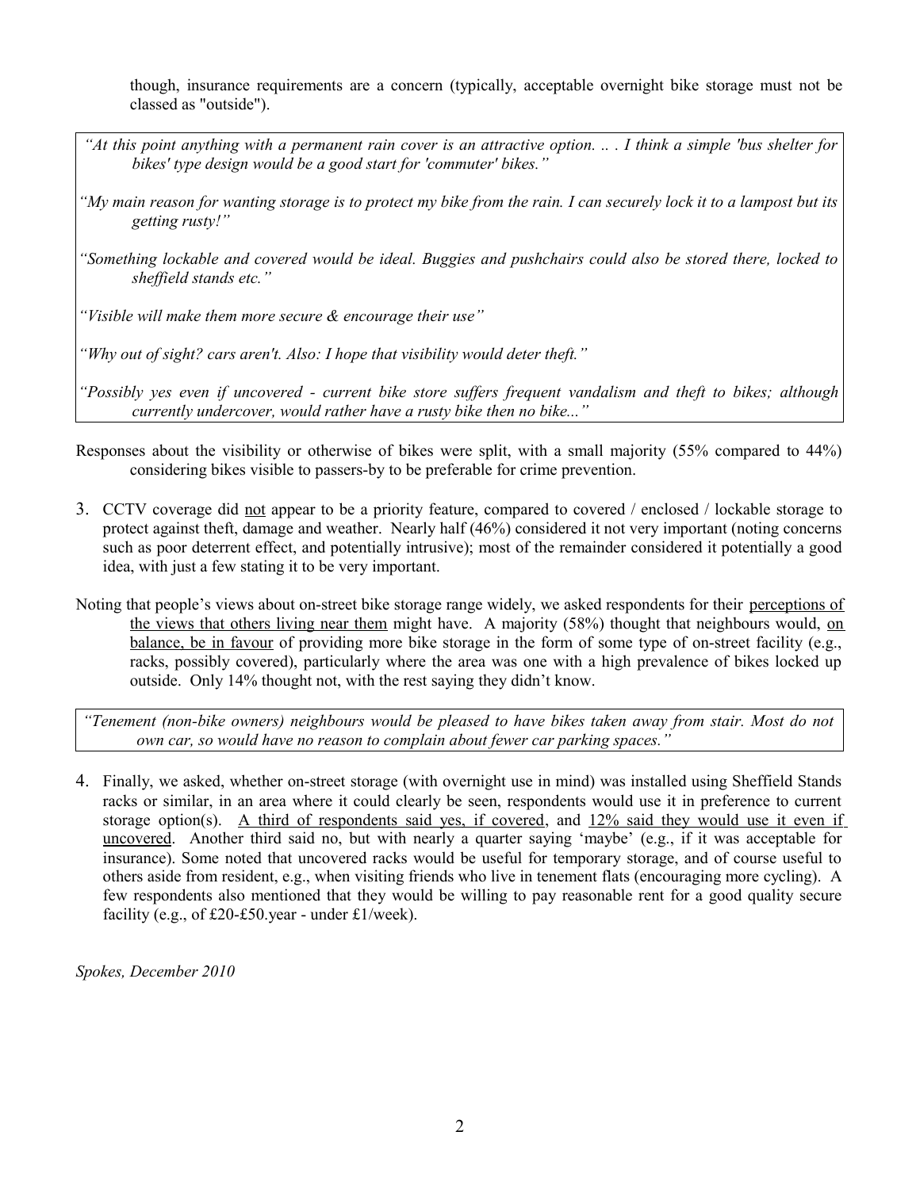though, insurance requirements are a concern (typically, acceptable overnight bike storage must not be classed as "outside").

> *"At this point anything with a permanent rain cover is an attractive option. .. . I think a simple 'bus shelter for bikes' type design would be a good start for 'commuter' bikes."*
>
> *"My main reason for wanting storage is to protect my bike from the rain. I can securely lock it to a lampost but its getting rusty!"*
>
> *"Something lockable and covered would be ideal. Buggies and pushchairs could also be stored there, locked to sheffield stands etc."*
>
> *"Visible will make them more secure & encourage their use"*
>
> *"Why out of sight? cars aren't. Also: I hope that visibility would deter theft."*
>
> *"Possibly yes even if uncovered - current bike store suffers frequent vandalism and theft to bikes; although currently undercover, would rather have a rusty bike then no bike..."*

Responses about the visibility or otherwise of bikes were split, with a small majority (55% compared to 44%) considering bikes visible to passers-by to be preferable for crime prevention.

3. CCTV coverage did <u>not</u> appear to be a priority feature, compared to covered / enclosed / lockable storage to protect against theft, damage and weather. Nearly half (46%) considered it not very important (noting concerns such as poor deterrent effect, and potentially intrusive); most of the remainder considered it potentially a good idea, with just a few stating it to be very important.

Noting that people's views about on-street bike storage range widely, we asked respondents for their <u>perceptions of the views that others living near them</u> might have. A majority (58%) thought that neighbours would, <u>on balance, be in favour</u> of providing more bike storage in the form of some type of on-street facility (e.g., racks, possibly covered), particularly where the area was one with a high prevalence of bikes locked up outside. Only 14% thought not, with the rest saying they didn't know.

> *"Tenement (non-bike owners) neighbours would be pleased to have bikes taken away from stair. Most do not own car, so would have no reason to complain about fewer car parking spaces."*

4. Finally, we asked, whether on-street storage (with overnight use in mind) was installed using Sheffield Stands racks or similar, in an area where it could clearly be seen, respondents would use it in preference to current storage option(s). <u>A third of respondents said yes, if covered</u>, and <u>12% said they would use it even if uncovered</u>. Another third said no, but with nearly a quarter saying 'maybe' (e.g., if it was acceptable for insurance). Some noted that uncovered racks would be useful for temporary storage, and of course useful to others aside from resident, e.g., when visiting friends who live in tenement flats (encouraging more cycling). A few respondents also mentioned that they would be willing to pay reasonable rent for a good quality secure facility (e.g., of £20-£50.year - under £1/week).

*Spokes, December 2010*